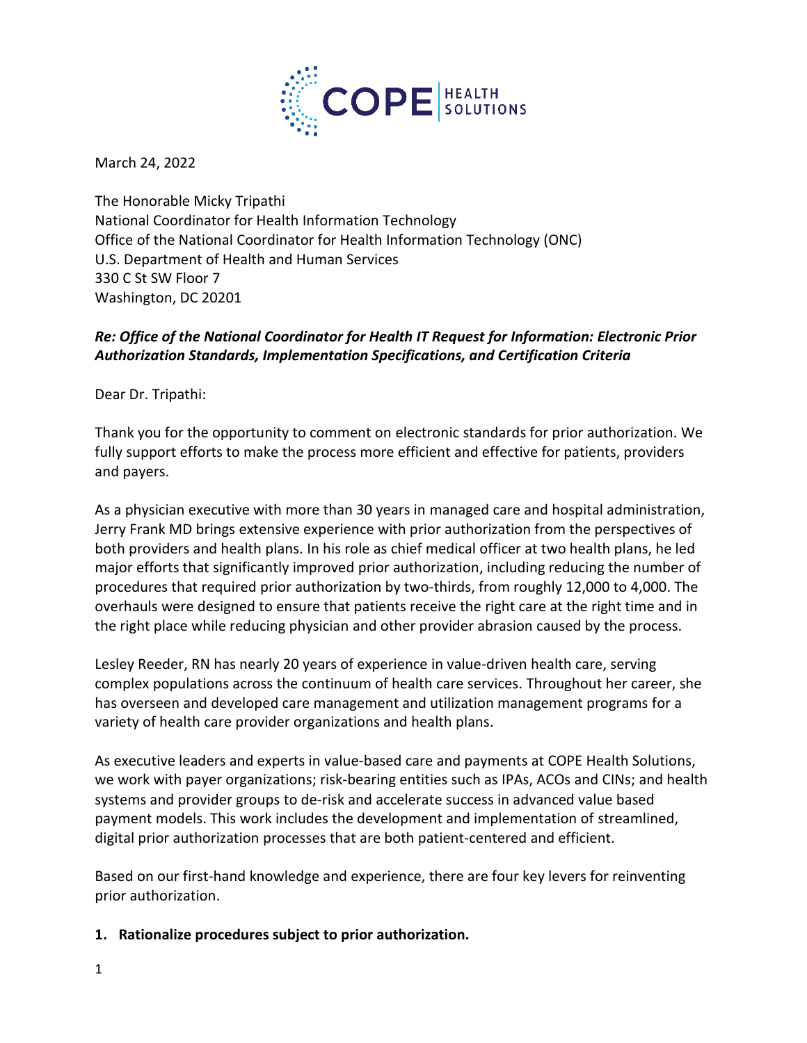COPE | HEALTH SOLUTIONS

March 24, 2022

The Honorable Micky Tripathi
National Coordinator for Health Information Technology
Office of the National Coordinator for Health Information Technology (ONC)
U.S. Department of Health and Human Services
330 C St SW Floor 7
Washington, DC 20201

***Re: Office of the National Coordinator for Health IT Request for Information: Electronic Prior Authorization Standards, Implementation Specifications, and Certification Criteria***

Dear Dr. Tripathi:

Thank you for the opportunity to comment on electronic standards for prior authorization. We fully support efforts to make the process more efficient and effective for patients, providers and payers.

As a physician executive with more than 30 years in managed care and hospital administration, Jerry Frank MD brings extensive experience with prior authorization from the perspectives of both providers and health plans. In his role as chief medical officer at two health plans, he led major efforts that significantly improved prior authorization, including reducing the number of procedures that required prior authorization by two-thirds, from roughly 12,000 to 4,000. The overhauls were designed to ensure that patients receive the right care at the right time and in the right place while reducing physician and other provider abrasion caused by the process.

Lesley Reeder, RN has nearly 20 years of experience in value-driven health care, serving complex populations across the continuum of health care services. Throughout her career, she has overseen and developed care management and utilization management programs for a variety of health care provider organizations and health plans.

As executive leaders and experts in value-based care and payments at COPE Health Solutions, we work with payer organizations; risk-bearing entities such as IPAs, ACOs and CINs; and health systems and provider groups to de-risk and accelerate success in advanced value based payment models. This work includes the development and implementation of streamlined, digital prior authorization processes that are both patient-centered and efficient.

Based on our first-hand knowledge and experience, there are four key levers for reinventing prior authorization.

1. **Rationalize procedures subject to prior authorization.**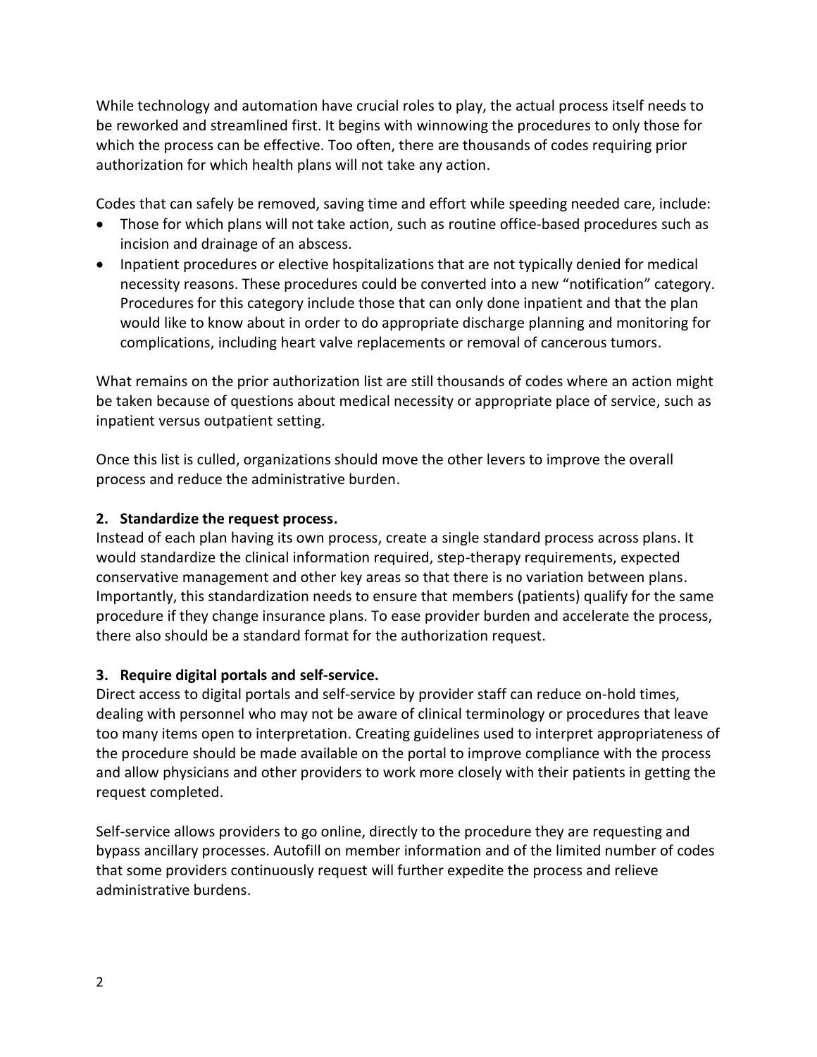While technology and automation have crucial roles to play, the actual process itself needs to be reworked and streamlined first. It begins with winnowing the procedures to only those for which the process can be effective. Too often, there are thousands of codes requiring prior authorization for which health plans will not take any action.

Codes that can safely be removed, saving time and effort while speeding needed care, include:

- Those for which plans will not take action, such as routine office-based procedures such as incision and drainage of an abscess.
- Inpatient procedures or elective hospitalizations that are not typically denied for medical necessity reasons. These procedures could be converted into a new "notification" category. Procedures for this category include those that can only done inpatient and that the plan would like to know about in order to do appropriate discharge planning and monitoring for complications, including heart valve replacements or removal of cancerous tumors.

What remains on the prior authorization list are still thousands of codes where an action might be taken because of questions about medical necessity or appropriate place of service, such as inpatient versus outpatient setting.

Once this list is culled, organizations should move the other levers to improve the overall process and reduce the administrative burden.

**2. Standardize the request process.**

Instead of each plan having its own process, create a single standard process across plans. It would standardize the clinical information required, step-therapy requirements, expected conservative management and other key areas so that there is no variation between plans. Importantly, this standardization needs to ensure that members (patients) qualify for the same procedure if they change insurance plans. To ease provider burden and accelerate the process, there also should be a standard format for the authorization request.

**3. Require digital portals and self-service.**

Direct access to digital portals and self-service by provider staff can reduce on-hold times, dealing with personnel who may not be aware of clinical terminology or procedures that leave too many items open to interpretation. Creating guidelines used to interpret appropriateness of the procedure should be made available on the portal to improve compliance with the process and allow physicians and other providers to work more closely with their patients in getting the request completed.

Self-service allows providers to go online, directly to the procedure they are requesting and bypass ancillary processes. Autofill on member information and of the limited number of codes that some providers continuously request will further expedite the process and relieve administrative burdens.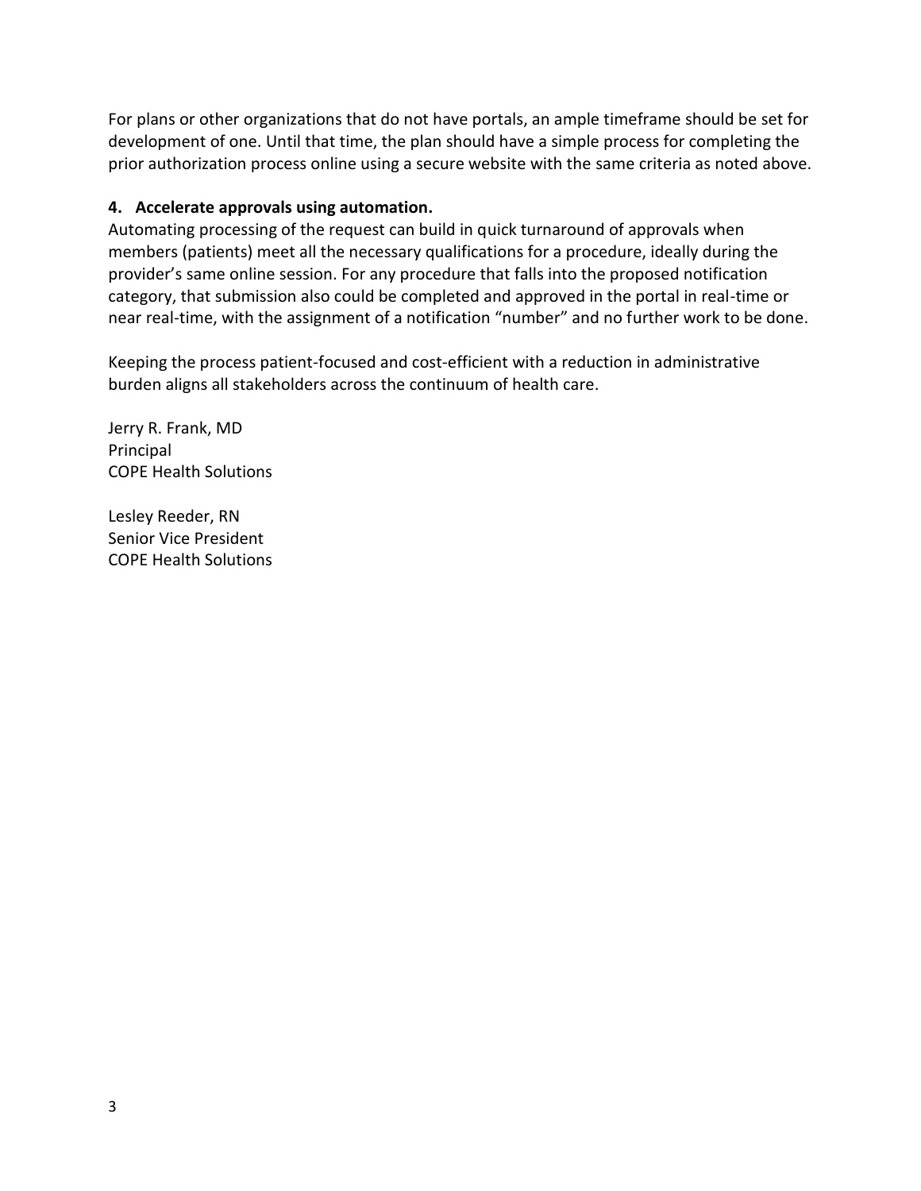For plans or other organizations that do not have portals, an ample timeframe should be set for development of one. Until that time, the plan should have a simple process for completing the prior authorization process online using a secure website with the same criteria as noted above.

**4. Accelerate approvals using automation.**

Automating processing of the request can build in quick turnaround of approvals when members (patients) meet all the necessary qualifications for a procedure, ideally during the provider's same online session. For any procedure that falls into the proposed notification category, that submission also could be completed and approved in the portal in real-time or near real-time, with the assignment of a notification "number" and no further work to be done.

Keeping the process patient-focused and cost-efficient with a reduction in administrative burden aligns all stakeholders across the continuum of health care.

Jerry R. Frank, MD
Principal
COPE Health Solutions

Lesley Reeder, RN
Senior Vice President
COPE Health Solutions